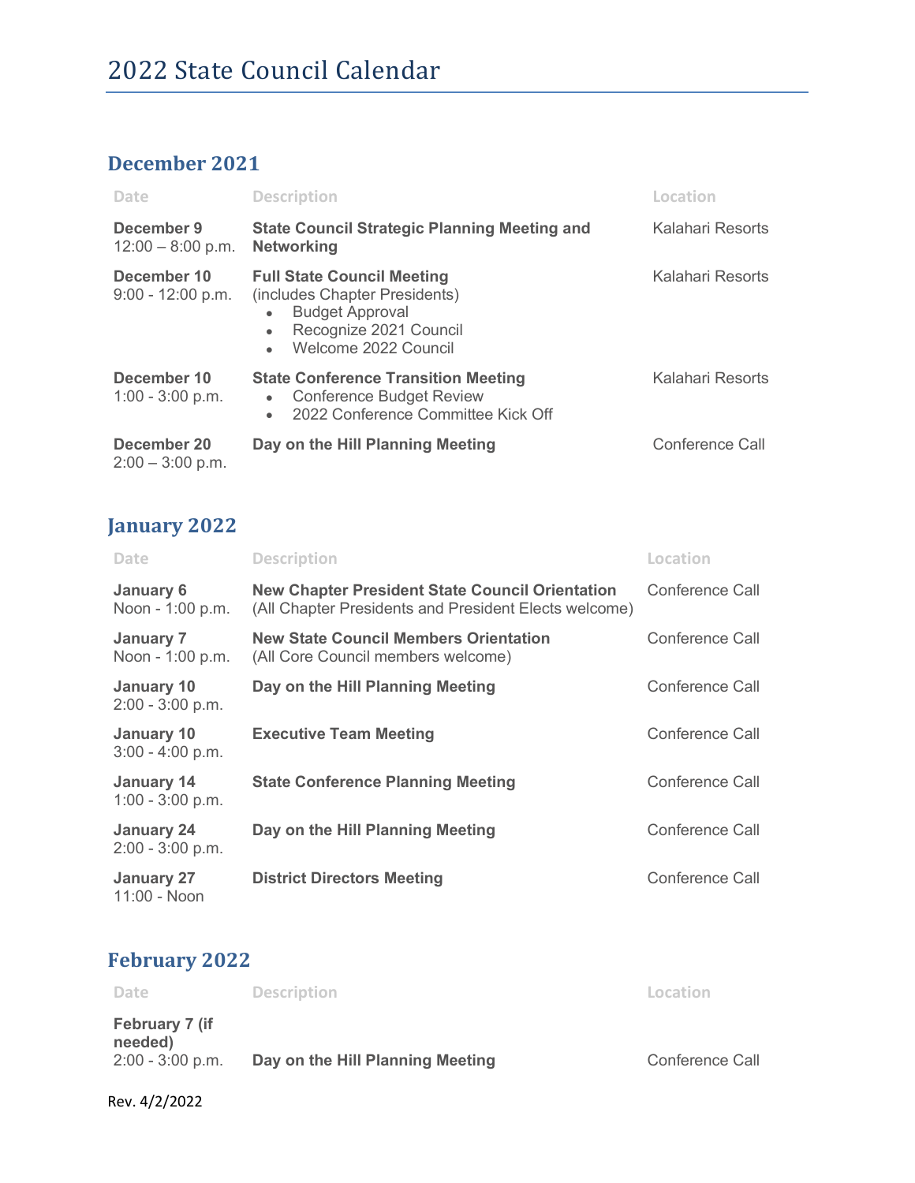# 2022 State Council Calendar

## December 2021

| Date | Description | Location |
|---|---|---|
| **December 9**<br>12:00 – 8:00 p.m. | **State Council Strategic Planning Meeting and Networking** | Kalahari Resorts |
| **December 10**<br>9:00 - 12:00 p.m. | **Full State Council Meeting**<br>(includes Chapter Presidents)<br>• Budget Approval<br>• Recognize 2021 Council<br>• Welcome 2022 Council | Kalahari Resorts |
| **December 10**<br>1:00 - 3:00 p.m. | **State Conference Transition Meeting**<br>• Conference Budget Review<br>• 2022 Conference Committee Kick Off | Kalahari Resorts |
| **December 20**<br>2:00 – 3:00 p.m. | **Day on the Hill Planning Meeting** | Conference Call |

## January 2022

| Date | Description | Location |
|---|---|---|
| **January 6**<br>Noon - 1:00 p.m. | **New Chapter President State Council Orientation**<br>(All Chapter Presidents and President Elects welcome) | Conference Call |
| **January 7**<br>Noon - 1:00 p.m. | **New State Council Members Orientation**<br>(All Core Council members welcome) | Conference Call |
| **January 10**<br>2:00 - 3:00 p.m. | **Day on the Hill Planning Meeting** | Conference Call |
| **January 10**<br>3:00 - 4:00 p.m. | **Executive Team Meeting** | Conference Call |
| **January 14**<br>1:00 - 3:00 p.m. | **State Conference Planning Meeting** | Conference Call |
| **January 24**<br>2:00 - 3:00 p.m. | **Day on the Hill Planning Meeting** | Conference Call |
| **January 27**<br>11:00 - Noon | **District Directors Meeting** | Conference Call |

## February 2022

| Date | Description | Location |
|---|---|---|
| **February 7 (if needed)**<br>2:00 - 3:00 p.m. | **Day on the Hill Planning Meeting** | Conference Call |

Rev. 4/2/2022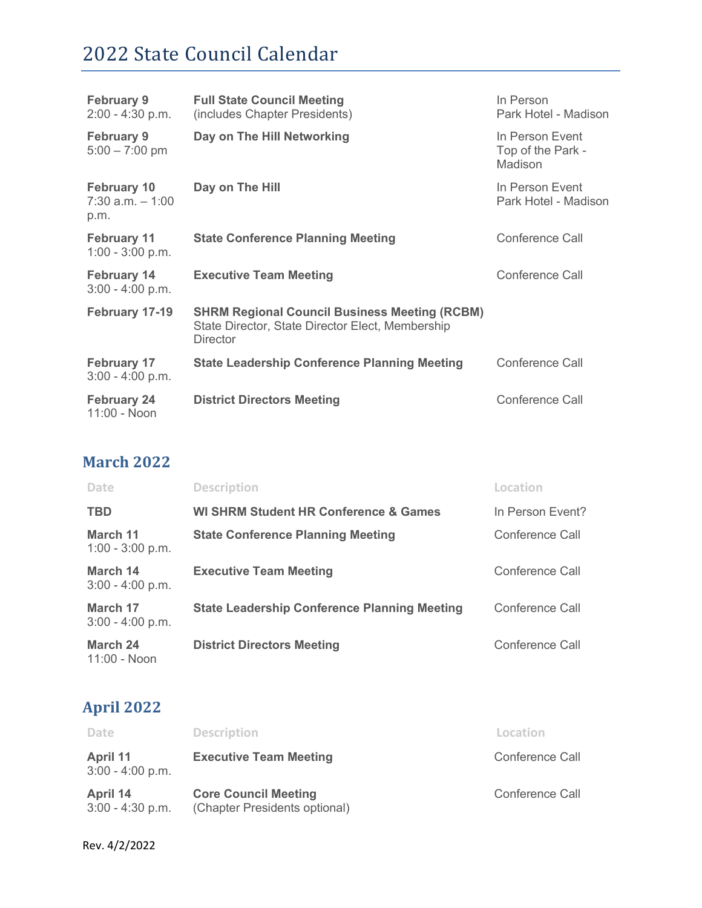# 2022 State Council Calendar

| | | |
|---|---|---|
| **February 9**<br>2:00 - 4:30 p.m. | **Full State Council Meeting**<br>(includes Chapter Presidents) | In Person<br>Park Hotel - Madison |
| **February 9**<br>5:00 – 7:00 pm | **Day on The Hill Networking** | In Person Event<br>Top of the Park - Madison |
| **February 10**<br>7:30 a.m. – 1:00 p.m. | **Day on The Hill** | In Person Event<br>Park Hotel - Madison |
| **February 11**<br>1:00 - 3:00 p.m. | **State Conference Planning Meeting** | Conference Call |
| **February 14**<br>3:00 - 4:00 p.m. | **Executive Team Meeting** | Conference Call |
| **February 17-19** | **SHRM Regional Council Business Meeting (RCBM)**<br>State Director, State Director Elect, Membership Director | |
| **February 17**<br>3:00 - 4:00 p.m. | **State Leadership Conference Planning Meeting** | Conference Call |
| **February 24**<br>11:00 - Noon | **District Directors Meeting** | Conference Call |

## March 2022

| Date | Description | Location |
|---|---|---|
| **TBD** | **WI SHRM Student HR Conference & Games** | In Person Event? |
| **March 11**<br>1:00 - 3:00 p.m. | **State Conference Planning Meeting** | Conference Call |
| **March 14**<br>3:00 - 4:00 p.m. | **Executive Team Meeting** | Conference Call |
| **March 17**<br>3:00 - 4:00 p.m. | **State Leadership Conference Planning Meeting** | Conference Call |
| **March 24**<br>11:00 - Noon | **District Directors Meeting** | Conference Call |

## April 2022

| Date | Description | Location |
|---|---|---|
| **April 11**<br>3:00 - 4:00 p.m. | **Executive Team Meeting** | Conference Call |
| **April 14**<br>3:00 - 4:30 p.m. | **Core Council Meeting**<br>(Chapter Presidents optional) | Conference Call |

Rev. 4/2/2022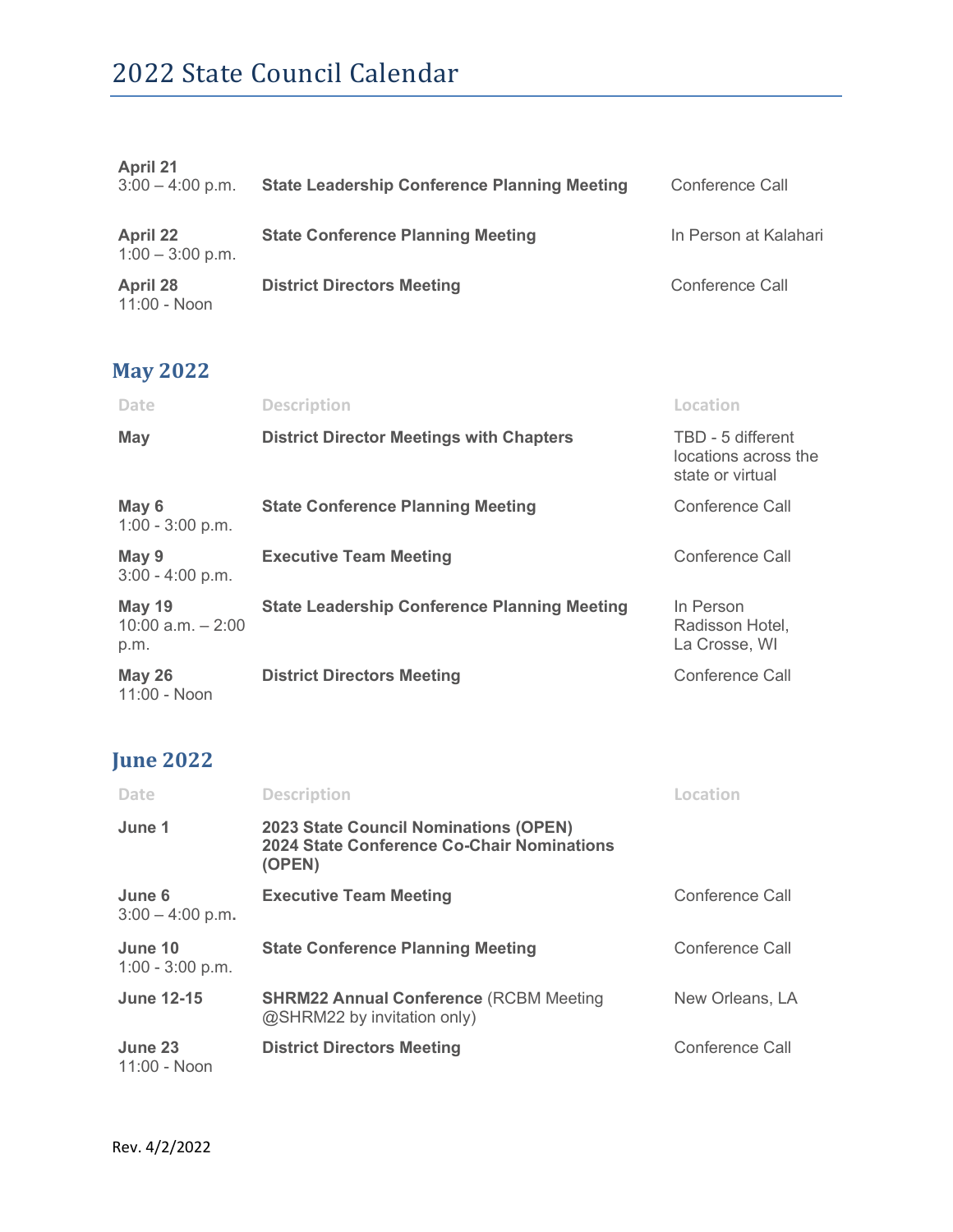# 2022 State Council Calendar

| | | |
|---|---|---|
| **April 21**<br>3:00 – 4:00 p.m. | **State Leadership Conference Planning Meeting** | Conference Call |
| **April 22**<br>1:00 – 3:00 p.m. | **State Conference Planning Meeting** | In Person at Kalahari |
| **April 28**<br>11:00 - Noon | **District Directors Meeting** | Conference Call |

## May 2022

| Date | Description | Location |
|---|---|---|
| **May** | **District Director Meetings with Chapters** | TBD - 5 different locations across the state or virtual |
| **May 6**<br>1:00 - 3:00 p.m. | **State Conference Planning Meeting** | Conference Call |
| **May 9**<br>3:00 - 4:00 p.m. | **Executive Team Meeting** | Conference Call |
| **May 19**<br>10:00 a.m. – 2:00 p.m. | **State Leadership Conference Planning Meeting** | In Person Radisson Hotel, La Crosse, WI |
| **May 26**<br>11:00 - Noon | **District Directors Meeting** | Conference Call |

## June 2022

| Date | Description | Location |
|---|---|---|
| **June 1** | **2023 State Council Nominations (OPEN)**<br>**2024 State Conference Co-Chair Nominations (OPEN)** | |
| **June 6**<br>3:00 – 4:00 p.m. | **Executive Team Meeting** | Conference Call |
| **June 10**<br>1:00 - 3:00 p.m. | **State Conference Planning Meeting** | Conference Call |
| **June 12-15** | **SHRM22 Annual Conference** (RCBM Meeting @SHRM22 by invitation only) | New Orleans, LA |
| **June 23**<br>11:00 - Noon | **District Directors Meeting** | Conference Call |

Rev. 4/2/2022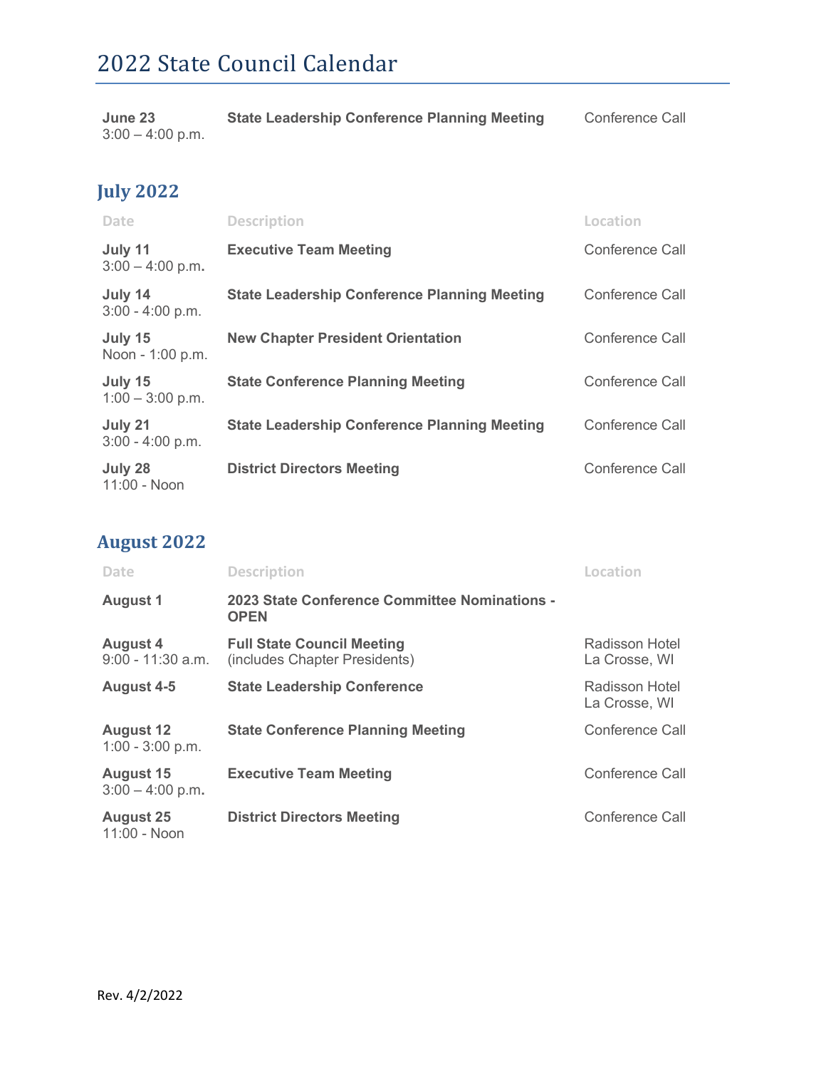# 2022 State Council Calendar

| | | |
|---|---|---|
| **June 23**<br>3:00 – 4:00 p.m. | **State Leadership Conference Planning Meeting** | Conference Call |

## July 2022

| Date | Description | Location |
|---|---|---|
| **July 11**<br>3:00 – 4:00 p.m. | **Executive Team Meeting** | Conference Call |
| **July 14**<br>3:00 - 4:00 p.m. | **State Leadership Conference Planning Meeting** | Conference Call |
| **July 15**<br>Noon - 1:00 p.m. | **New Chapter President Orientation** | Conference Call |
| **July 15**<br>1:00 – 3:00 p.m. | **State Conference Planning Meeting** | Conference Call |
| **July 21**<br>3:00 - 4:00 p.m. | **State Leadership Conference Planning Meeting** | Conference Call |
| **July 28**<br>11:00 - Noon | **District Directors Meeting** | Conference Call |

## August 2022

| Date | Description | Location |
|---|---|---|
| **August 1** | **2023 State Conference Committee Nominations - OPEN** | |
| **August 4**<br>9:00 - 11:30 a.m. | **Full State Council Meeting**<br>(includes Chapter Presidents) | Radisson Hotel<br>La Crosse, WI |
| **August 4-5** | **State Leadership Conference** | Radisson Hotel<br>La Crosse, WI |
| **August 12**<br>1:00 - 3:00 p.m. | **State Conference Planning Meeting** | Conference Call |
| **August 15**<br>3:00 – 4:00 p.m. | **Executive Team Meeting** | Conference Call |
| **August 25**<br>11:00 - Noon | **District Directors Meeting** | Conference Call |

Rev. 4/2/2022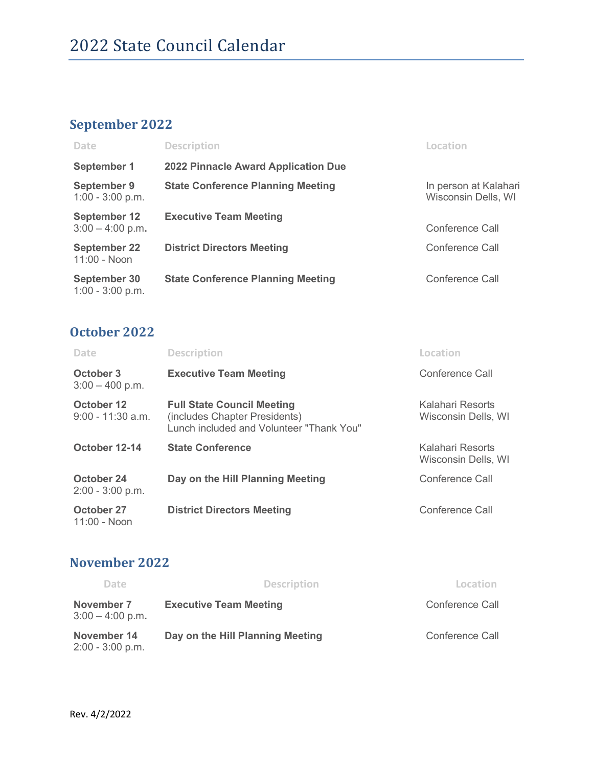# 2022 State Council Calendar

## September 2022

| Date | Description | Location |
|---|---|---|
| **September 1** | **2022 Pinnacle Award Application Due** | |
| **September 9** 1:00 - 3:00 p.m. | **State Conference Planning Meeting** | In person at Kalahari Wisconsin Dells, WI |
| **September 12** 3:00 – 4:00 p.m. | **Executive Team Meeting** | Conference Call |
| **September 22** 11:00 - Noon | **District Directors Meeting** | Conference Call |
| **September 30** 1:00 - 3:00 p.m. | **State Conference Planning Meeting** | Conference Call |

## October 2022

| Date | Description | Location |
|---|---|---|
| **October 3** 3:00 – 400 p.m. | **Executive Team Meeting** | Conference Call |
| **October 12** 9:00 - 11:30 a.m. | **Full State Council Meeting** (includes Chapter Presidents) Lunch included and Volunteer "Thank You" | Kalahari Resorts Wisconsin Dells, WI |
| **October 12-14** | **State Conference** | Kalahari Resorts Wisconsin Dells, WI |
| **October 24** 2:00 - 3:00 p.m. | **Day on the Hill Planning Meeting** | Conference Call |
| **October 27** 11:00 - Noon | **District Directors Meeting** | Conference Call |

## November 2022

| Date | Description | Location |
|---|---|---|
| **November 7** 3:00 – 4:00 p.m. | **Executive Team Meeting** | Conference Call |
| **November 14** 2:00 - 3:00 p.m. | **Day on the Hill Planning Meeting** | Conference Call |

Rev. 4/2/2022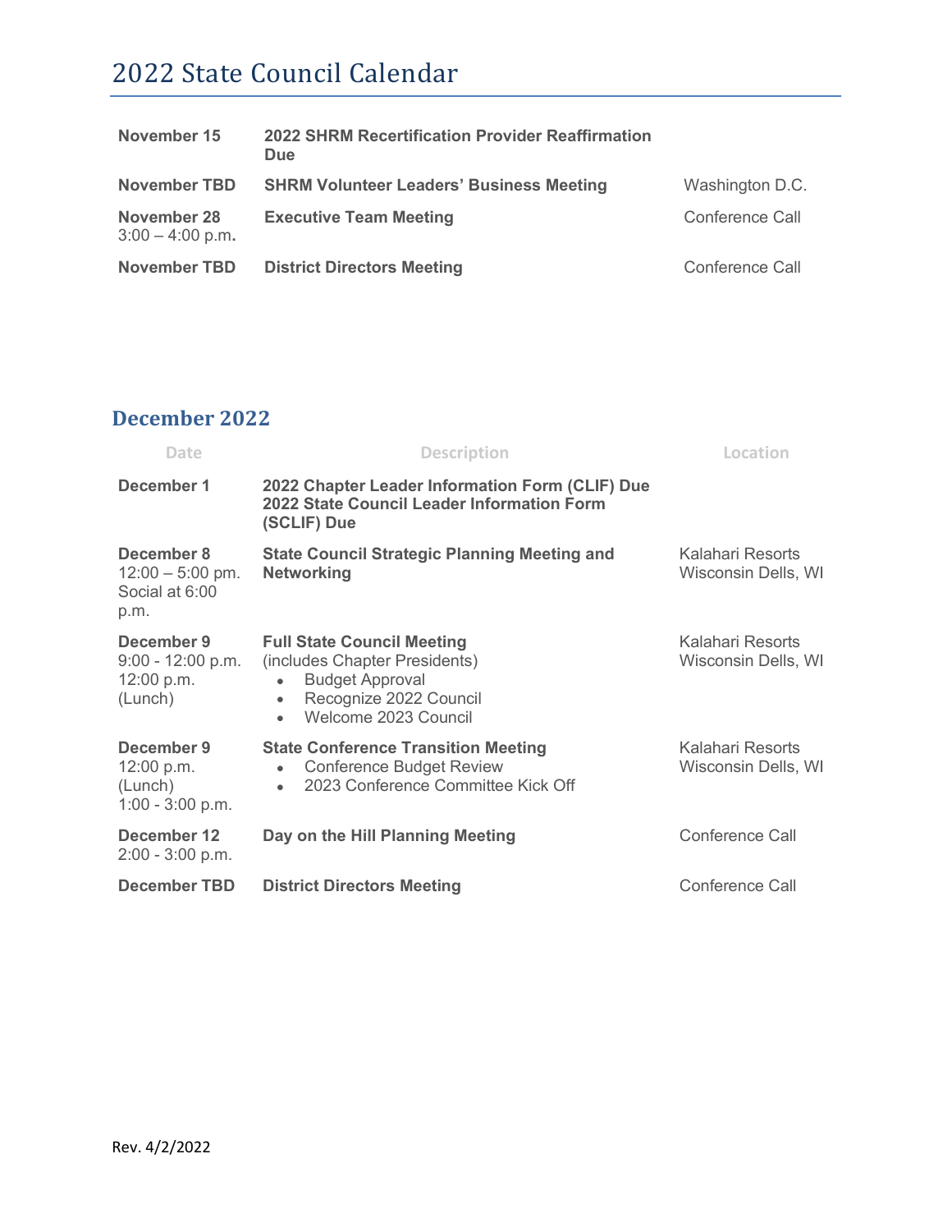# 2022 State Council Calendar

| | | |
|---|---|---|
| **November 15** | **2022 SHRM Recertification Provider Reaffirmation Due** | |
| **November TBD** | **SHRM Volunteer Leaders' Business Meeting** | Washington D.C. |
| **November 28** 3:00 – 4:00 p.m**.** | **Executive Team Meeting** | Conference Call |
| **November TBD** | **District Directors Meeting** | Conference Call |

## December 2022

| Date | Description | Location |
|---|---|---|
| **December 1** | **2022 Chapter Leader Information Form (CLIF) Due** **2022 State Council Leader Information Form (SCLIF) Due** | |
| **December 8** 12:00 – 5:00 pm. Social at 6:00 p.m. | **State Council Strategic Planning Meeting and Networking** | Kalahari Resorts Wisconsin Dells, WI |
| **December 9** 9:00 - 12:00 p.m. 12:00 p.m. (Lunch) | **Full State Council Meeting** (includes Chapter Presidents) • Budget Approval • Recognize 2022 Council • Welcome 2023 Council | Kalahari Resorts Wisconsin Dells, WI |
| **December 9** 12:00 p.m. (Lunch) 1:00 - 3:00 p.m. | **State Conference Transition Meeting** • Conference Budget Review • 2023 Conference Committee Kick Off | Kalahari Resorts Wisconsin Dells, WI |
| **December 12** 2:00 - 3:00 p.m. | **Day on the Hill Planning Meeting** | Conference Call |
| **December TBD** | **District Directors Meeting** | Conference Call |

Rev. 4/2/2022